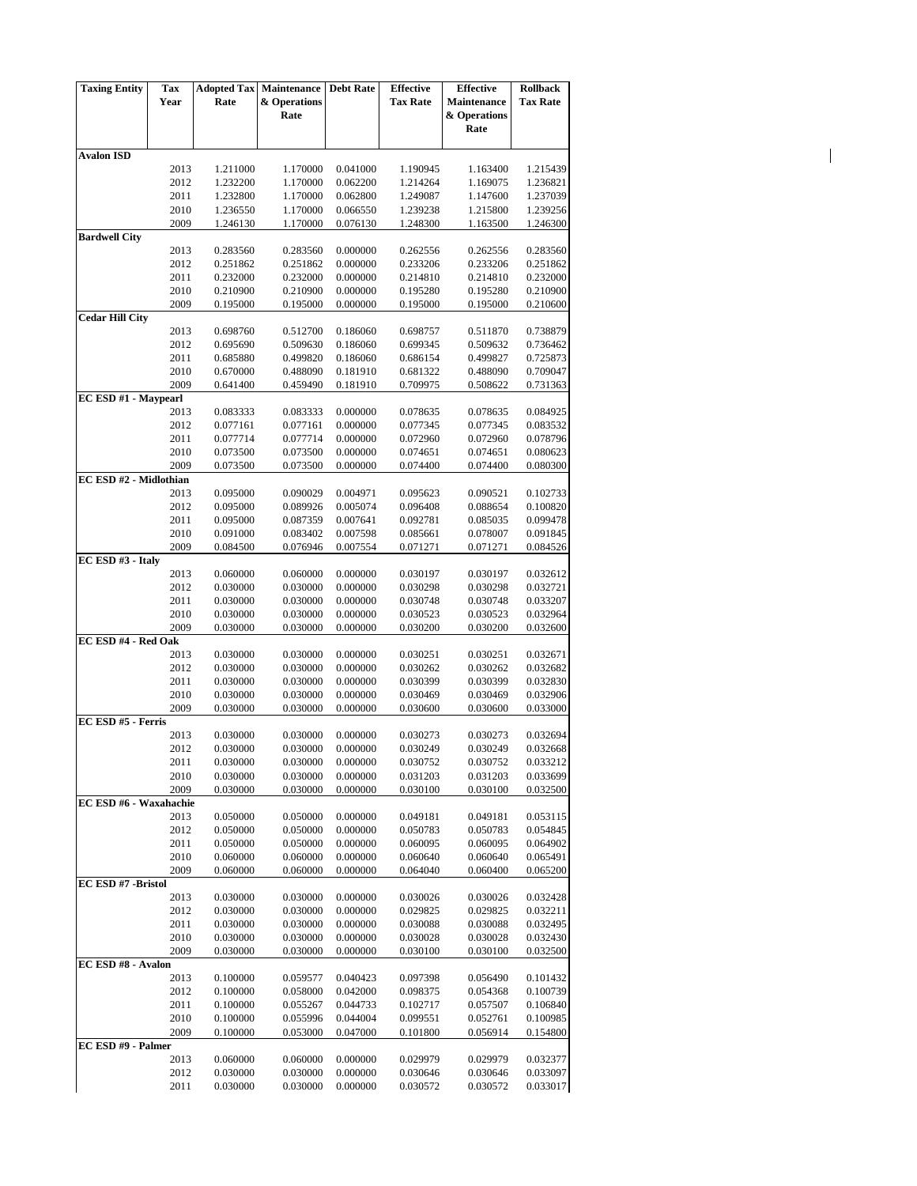| Taxing Entity | Tax Year | Adopted Tax Rate | Maintenance & Operations Rate | Debt Rate | Effective Tax Rate | Effective Maintenance & Operations Rate | Rollback Tax Rate |
|---|---|---|---|---|---|---|---|
| **Avalon ISD** | | | | | | | |
| | 2013 | 1.211000 | 1.170000 | 0.041000 | 1.190945 | 1.163400 | 1.215439 |
| | 2012 | 1.232200 | 1.170000 | 0.062200 | 1.214264 | 1.169075 | 1.236821 |
| | 2011 | 1.232800 | 1.170000 | 0.062800 | 1.249087 | 1.147600 | 1.237039 |
| | 2010 | 1.236550 | 1.170000 | 0.066550 | 1.239238 | 1.215800 | 1.239256 |
| | 2009 | 1.246130 | 1.170000 | 0.076130 | 1.248300 | 1.163500 | 1.246300 |
| **Bardwell City** | | | | | | | |
| | 2013 | 0.283560 | 0.283560 | 0.000000 | 0.262556 | 0.262556 | 0.283560 |
| | 2012 | 0.251862 | 0.251862 | 0.000000 | 0.233206 | 0.233206 | 0.251862 |
| | 2011 | 0.232000 | 0.232000 | 0.000000 | 0.214810 | 0.214810 | 0.232000 |
| | 2010 | 0.210900 | 0.210900 | 0.000000 | 0.195280 | 0.195280 | 0.210900 |
| | 2009 | 0.195000 | 0.195000 | 0.000000 | 0.195000 | 0.195000 | 0.210600 |
| **Cedar Hill City** | | | | | | | |
| | 2013 | 0.698760 | 0.512700 | 0.186060 | 0.698757 | 0.511870 | 0.738879 |
| | 2012 | 0.695690 | 0.509630 | 0.186060 | 0.699345 | 0.509632 | 0.736462 |
| | 2011 | 0.685880 | 0.499820 | 0.186060 | 0.686154 | 0.499827 | 0.725873 |
| | 2010 | 0.670000 | 0.488090 | 0.181910 | 0.681322 | 0.488090 | 0.709047 |
| | 2009 | 0.641400 | 0.459490 | 0.181910 | 0.709975 | 0.508622 | 0.731363 |
| **EC ESD #1 - Maypearl** | | | | | | | |
| | 2013 | 0.083333 | 0.083333 | 0.000000 | 0.078635 | 0.078635 | 0.084925 |
| | 2012 | 0.077161 | 0.077161 | 0.000000 | 0.077345 | 0.077345 | 0.083532 |
| | 2011 | 0.077714 | 0.077714 | 0.000000 | 0.072960 | 0.072960 | 0.078796 |
| | 2010 | 0.073500 | 0.073500 | 0.000000 | 0.074651 | 0.074651 | 0.080623 |
| | 2009 | 0.073500 | 0.073500 | 0.000000 | 0.074400 | 0.074400 | 0.080300 |
| **EC ESD #2 - Midlothian** | | | | | | | |
| | 2013 | 0.095000 | 0.090029 | 0.004971 | 0.095623 | 0.090521 | 0.102733 |
| | 2012 | 0.095000 | 0.089926 | 0.005074 | 0.096408 | 0.088654 | 0.100820 |
| | 2011 | 0.095000 | 0.087359 | 0.007641 | 0.092781 | 0.085035 | 0.099478 |
| | 2010 | 0.091000 | 0.083402 | 0.007598 | 0.085661 | 0.078007 | 0.091845 |
| | 2009 | 0.084500 | 0.076946 | 0.007554 | 0.071271 | 0.071271 | 0.084526 |
| **EC ESD #3 - Italy** | | | | | | | |
| | 2013 | 0.060000 | 0.060000 | 0.000000 | 0.030197 | 0.030197 | 0.032612 |
| | 2012 | 0.030000 | 0.030000 | 0.000000 | 0.030298 | 0.030298 | 0.032721 |
| | 2011 | 0.030000 | 0.030000 | 0.000000 | 0.030748 | 0.030748 | 0.033207 |
| | 2010 | 0.030000 | 0.030000 | 0.000000 | 0.030523 | 0.030523 | 0.032964 |
| | 2009 | 0.030000 | 0.030000 | 0.000000 | 0.030200 | 0.030200 | 0.032600 |
| **EC ESD #4 - Red Oak** | | | | | | | |
| | 2013 | 0.030000 | 0.030000 | 0.000000 | 0.030251 | 0.030251 | 0.032671 |
| | 2012 | 0.030000 | 0.030000 | 0.000000 | 0.030262 | 0.030262 | 0.032682 |
| | 2011 | 0.030000 | 0.030000 | 0.000000 | 0.030399 | 0.030399 | 0.032830 |
| | 2010 | 0.030000 | 0.030000 | 0.000000 | 0.030469 | 0.030469 | 0.032906 |
| | 2009 | 0.030000 | 0.030000 | 0.000000 | 0.030600 | 0.030600 | 0.033000 |
| **EC ESD #5 - Ferris** | | | | | | | |
| | 2013 | 0.030000 | 0.030000 | 0.000000 | 0.030273 | 0.030273 | 0.032694 |
| | 2012 | 0.030000 | 0.030000 | 0.000000 | 0.030249 | 0.030249 | 0.032668 |
| | 2011 | 0.030000 | 0.030000 | 0.000000 | 0.030752 | 0.030752 | 0.033212 |
| | 2010 | 0.030000 | 0.030000 | 0.000000 | 0.031203 | 0.031203 | 0.033699 |
| | 2009 | 0.030000 | 0.030000 | 0.000000 | 0.030100 | 0.030100 | 0.032500 |
| **EC ESD #6 - Waxahachie** | | | | | | | |
| | 2013 | 0.050000 | 0.050000 | 0.000000 | 0.049181 | 0.049181 | 0.053115 |
| | 2012 | 0.050000 | 0.050000 | 0.000000 | 0.050783 | 0.050783 | 0.054845 |
| | 2011 | 0.050000 | 0.050000 | 0.000000 | 0.060095 | 0.060095 | 0.064902 |
| | 2010 | 0.060000 | 0.060000 | 0.000000 | 0.060640 | 0.060640 | 0.065491 |
| | 2009 | 0.060000 | 0.060000 | 0.000000 | 0.064040 | 0.060400 | 0.065200 |
| **EC ESD #7 -Bristol** | | | | | | | |
| | 2013 | 0.030000 | 0.030000 | 0.000000 | 0.030026 | 0.030026 | 0.032428 |
| | 2012 | 0.030000 | 0.030000 | 0.000000 | 0.029825 | 0.029825 | 0.032211 |
| | 2011 | 0.030000 | 0.030000 | 0.000000 | 0.030088 | 0.030088 | 0.032495 |
| | 2010 | 0.030000 | 0.030000 | 0.000000 | 0.030028 | 0.030028 | 0.032430 |
| | 2009 | 0.030000 | 0.030000 | 0.000000 | 0.030100 | 0.030100 | 0.032500 |
| **EC ESD #8 - Avalon** | | | | | | | |
| | 2013 | 0.100000 | 0.059577 | 0.040423 | 0.097398 | 0.056490 | 0.101432 |
| | 2012 | 0.100000 | 0.058000 | 0.042000 | 0.098375 | 0.054368 | 0.100739 |
| | 2011 | 0.100000 | 0.055267 | 0.044733 | 0.102717 | 0.057507 | 0.106840 |
| | 2010 | 0.100000 | 0.055996 | 0.044004 | 0.099551 | 0.052761 | 0.100985 |
| | 2009 | 0.100000 | 0.053000 | 0.047000 | 0.101800 | 0.056914 | 0.154800 |
| **EC ESD #9 - Palmer** | | | | | | | |
| | 2013 | 0.060000 | 0.060000 | 0.000000 | 0.029979 | 0.029979 | 0.032377 |
| | 2012 | 0.030000 | 0.030000 | 0.000000 | 0.030646 | 0.030646 | 0.033097 |
| | 2011 | 0.030000 | 0.030000 | 0.000000 | 0.030572 | 0.030572 | 0.033017 |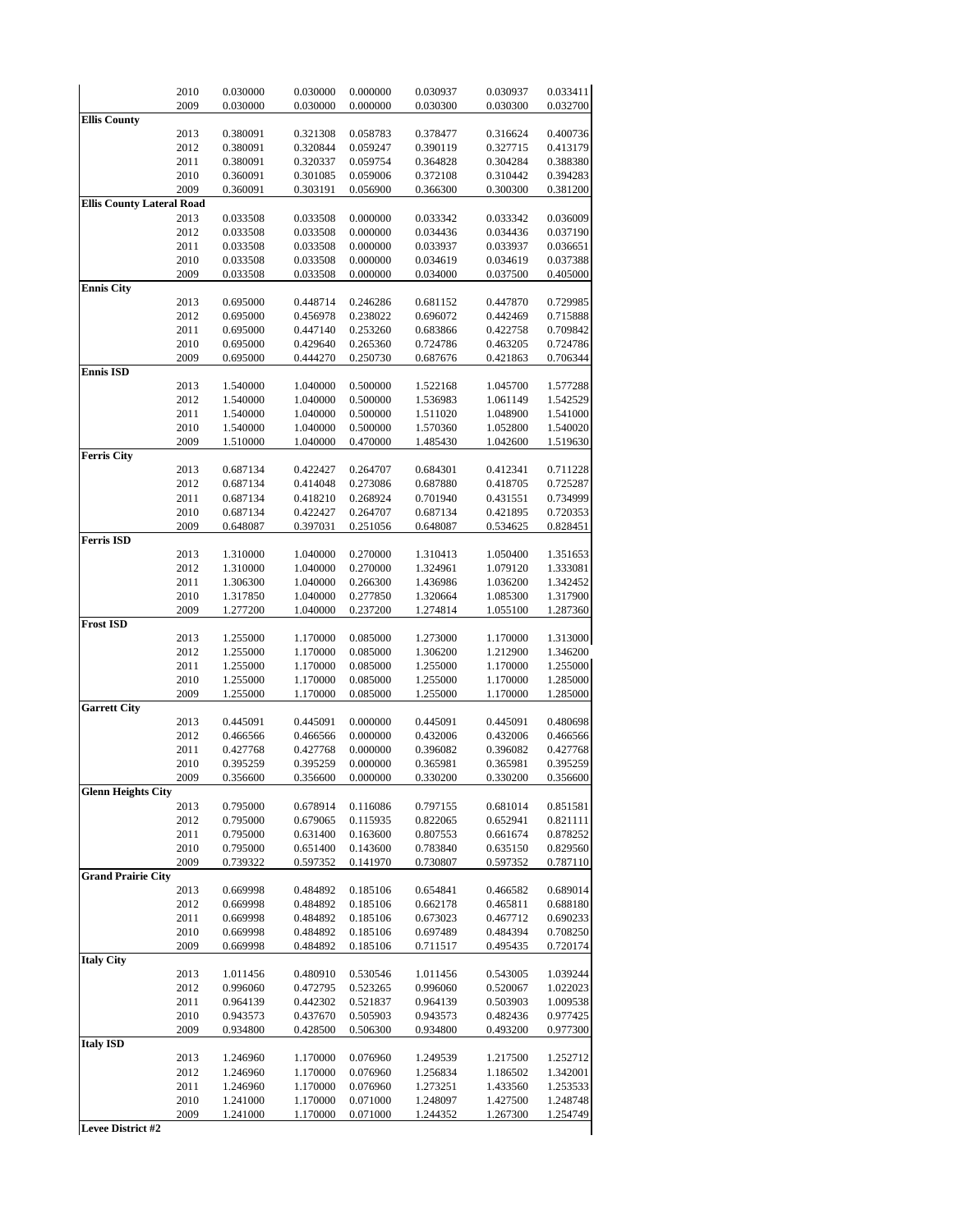| | | | | | | | |
|---|---|---|---|---|---|---|---|
| | 2010 | 0.030000 | 0.030000 | 0.000000 | 0.030937 | 0.030937 | 0.033411 |
| | 2009 | 0.030000 | 0.030000 | 0.000000 | 0.030300 | 0.030300 | 0.032700 |
| **Ellis County** | | | | | | | |
| | 2013 | 0.380091 | 0.321308 | 0.058783 | 0.378477 | 0.316624 | 0.400736 |
| | 2012 | 0.380091 | 0.320844 | 0.059247 | 0.390119 | 0.327715 | 0.413179 |
| | 2011 | 0.380091 | 0.320337 | 0.059754 | 0.364828 | 0.304284 | 0.388380 |
| | 2010 | 0.360091 | 0.301085 | 0.059006 | 0.372108 | 0.310442 | 0.394283 |
| | 2009 | 0.360091 | 0.303191 | 0.056900 | 0.366300 | 0.300300 | 0.381200 |
| **Ellis County Lateral Road** | | | | | | | |
| | 2013 | 0.033508 | 0.033508 | 0.000000 | 0.033342 | 0.033342 | 0.036009 |
| | 2012 | 0.033508 | 0.033508 | 0.000000 | 0.034436 | 0.034436 | 0.037190 |
| | 2011 | 0.033508 | 0.033508 | 0.000000 | 0.033937 | 0.033937 | 0.036651 |
| | 2010 | 0.033508 | 0.033508 | 0.000000 | 0.034619 | 0.034619 | 0.037388 |
| | 2009 | 0.033508 | 0.033508 | 0.000000 | 0.034000 | 0.037500 | 0.405000 |
| **Ennis City** | | | | | | | |
| | 2013 | 0.695000 | 0.448714 | 0.246286 | 0.681152 | 0.447870 | 0.729985 |
| | 2012 | 0.695000 | 0.456978 | 0.238022 | 0.696072 | 0.442469 | 0.715888 |
| | 2011 | 0.695000 | 0.447140 | 0.253260 | 0.683866 | 0.422758 | 0.709842 |
| | 2010 | 0.695000 | 0.429640 | 0.265360 | 0.724786 | 0.463205 | 0.724786 |
| | 2009 | 0.695000 | 0.444270 | 0.250730 | 0.687676 | 0.421863 | 0.706344 |
| **Ennis ISD** | | | | | | | |
| | 2013 | 1.540000 | 1.040000 | 0.500000 | 1.522168 | 1.045700 | 1.577288 |
| | 2012 | 1.540000 | 1.040000 | 0.500000 | 1.536983 | 1.061149 | 1.542529 |
| | 2011 | 1.540000 | 1.040000 | 0.500000 | 1.511020 | 1.048900 | 1.541000 |
| | 2010 | 1.540000 | 1.040000 | 0.500000 | 1.570360 | 1.052800 | 1.540020 |
| | 2009 | 1.510000 | 1.040000 | 0.470000 | 1.485430 | 1.042600 | 1.519630 |
| **Ferris City** | | | | | | | |
| | 2013 | 0.687134 | 0.422427 | 0.264707 | 0.684301 | 0.412341 | 0.711228 |
| | 2012 | 0.687134 | 0.414048 | 0.273086 | 0.687880 | 0.418705 | 0.725287 |
| | 2011 | 0.687134 | 0.418210 | 0.268924 | 0.701940 | 0.431551 | 0.734999 |
| | 2010 | 0.687134 | 0.422427 | 0.264707 | 0.687134 | 0.421895 | 0.720353 |
| | 2009 | 0.648087 | 0.397031 | 0.251056 | 0.648087 | 0.534625 | 0.828451 |
| **Ferris ISD** | | | | | | | |
| | 2013 | 1.310000 | 1.040000 | 0.270000 | 1.310413 | 1.050400 | 1.351653 |
| | 2012 | 1.310000 | 1.040000 | 0.270000 | 1.324961 | 1.079120 | 1.333081 |
| | 2011 | 1.306300 | 1.040000 | 0.266300 | 1.436986 | 1.036200 | 1.342452 |
| | 2010 | 1.317850 | 1.040000 | 0.277850 | 1.320664 | 1.085300 | 1.317900 |
| | 2009 | 1.277200 | 1.040000 | 0.237200 | 1.274814 | 1.055100 | 1.287360 |
| **Frost ISD** | | | | | | | |
| | 2013 | 1.255000 | 1.170000 | 0.085000 | 1.273000 | 1.170000 | 1.313000 |
| | 2012 | 1.255000 | 1.170000 | 0.085000 | 1.306200 | 1.212900 | 1.346200 |
| | 2011 | 1.255000 | 1.170000 | 0.085000 | 1.255000 | 1.170000 | 1.255000 |
| | 2010 | 1.255000 | 1.170000 | 0.085000 | 1.255000 | 1.170000 | 1.285000 |
| | 2009 | 1.255000 | 1.170000 | 0.085000 | 1.255000 | 1.170000 | 1.285000 |
| **Garrett City** | | | | | | | |
| | 2013 | 0.445091 | 0.445091 | 0.000000 | 0.445091 | 0.445091 | 0.480698 |
| | 2012 | 0.466566 | 0.466566 | 0.000000 | 0.432006 | 0.432006 | 0.466566 |
| | 2011 | 0.427768 | 0.427768 | 0.000000 | 0.396082 | 0.396082 | 0.427768 |
| | 2010 | 0.395259 | 0.395259 | 0.000000 | 0.365981 | 0.365981 | 0.395259 |
| | 2009 | 0.356600 | 0.356600 | 0.000000 | 0.330200 | 0.330200 | 0.356600 |
| **Glenn Heights City** | | | | | | | |
| | 2013 | 0.795000 | 0.678914 | 0.116086 | 0.797155 | 0.681014 | 0.851581 |
| | 2012 | 0.795000 | 0.679065 | 0.115935 | 0.822065 | 0.652941 | 0.821111 |
| | 2011 | 0.795000 | 0.631400 | 0.163600 | 0.807553 | 0.661674 | 0.878252 |
| | 2010 | 0.795000 | 0.651400 | 0.143600 | 0.783840 | 0.635150 | 0.829560 |
| | 2009 | 0.739322 | 0.597352 | 0.141970 | 0.730807 | 0.597352 | 0.787110 |
| **Grand Prairie City** | | | | | | | |
| | 2013 | 0.669998 | 0.484892 | 0.185106 | 0.654841 | 0.466582 | 0.689014 |
| | 2012 | 0.669998 | 0.484892 | 0.185106 | 0.662178 | 0.465811 | 0.688180 |
| | 2011 | 0.669998 | 0.484892 | 0.185106 | 0.673023 | 0.467712 | 0.690233 |
| | 2010 | 0.669998 | 0.484892 | 0.185106 | 0.697489 | 0.484394 | 0.708250 |
| | 2009 | 0.669998 | 0.484892 | 0.185106 | 0.711517 | 0.495435 | 0.720174 |
| **Italy City** | | | | | | | |
| | 2013 | 1.011456 | 0.480910 | 0.530546 | 1.011456 | 0.543005 | 1.039244 |
| | 2012 | 0.996060 | 0.472795 | 0.523265 | 0.996060 | 0.520067 | 1.022023 |
| | 2011 | 0.964139 | 0.442302 | 0.521837 | 0.964139 | 0.503903 | 1.009538 |
| | 2010 | 0.943573 | 0.437670 | 0.505903 | 0.943573 | 0.482436 | 0.977425 |
| | 2009 | 0.934800 | 0.428500 | 0.506300 | 0.934800 | 0.493200 | 0.977300 |
| **Italy ISD** | | | | | | | |
| | 2013 | 1.246960 | 1.170000 | 0.076960 | 1.249539 | 1.217500 | 1.252712 |
| | 2012 | 1.246960 | 1.170000 | 0.076960 | 1.256834 | 1.186502 | 1.342001 |
| | 2011 | 1.246960 | 1.170000 | 0.076960 | 1.273251 | 1.433560 | 1.253533 |
| | 2010 | 1.241000 | 1.170000 | 0.071000 | 1.248097 | 1.427500 | 1.248748 |
| | 2009 | 1.241000 | 1.170000 | 0.071000 | 1.244352 | 1.267300 | 1.254749 |
| **Levee District #2** | | | | | | | |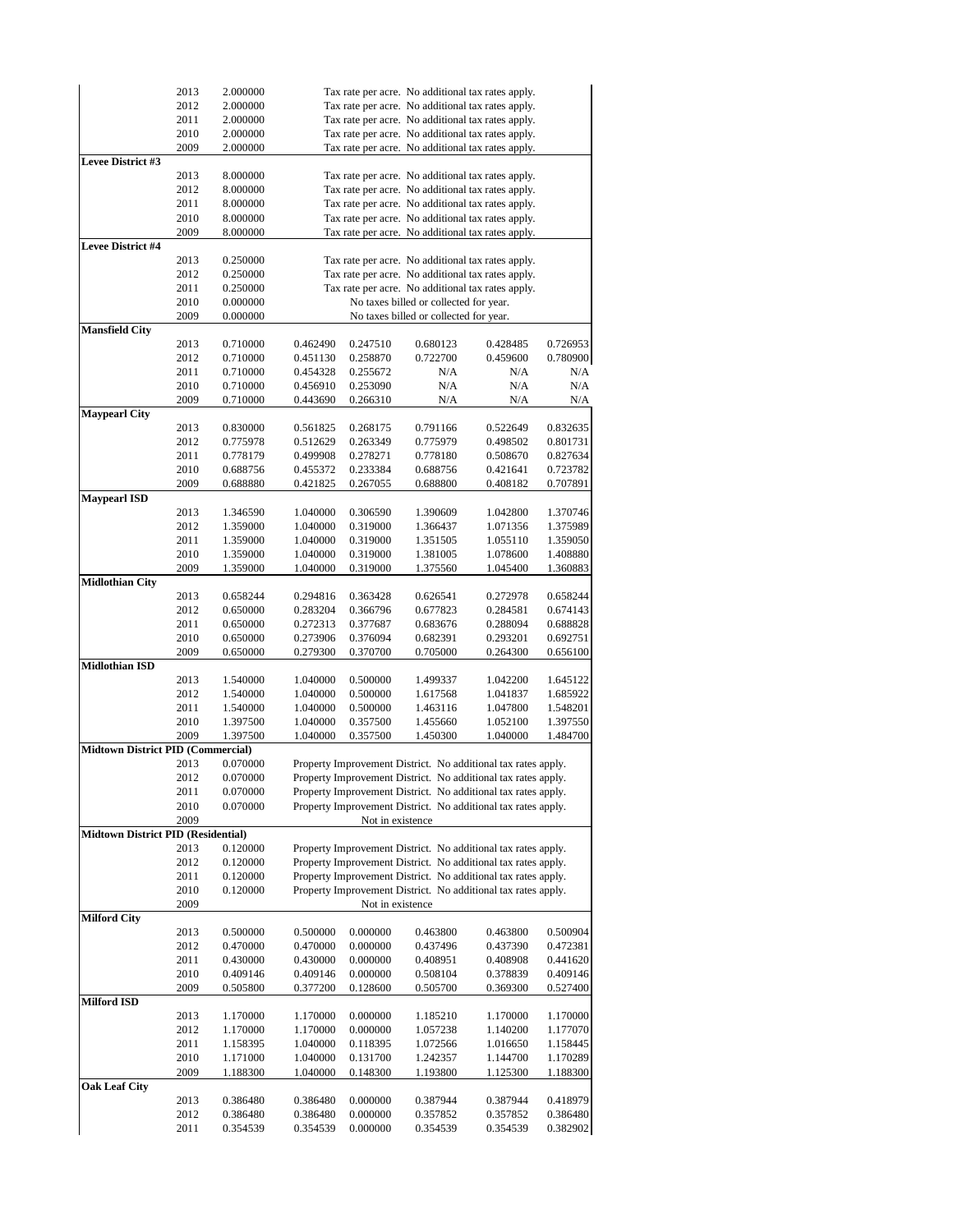| | | | | | | | |
|---|---|---|---|---|---|---|---|
| | 2013 | 2.000000 | Tax rate per acre. No additional tax rates apply. | | | | |
| | 2012 | 2.000000 | Tax rate per acre. No additional tax rates apply. | | | | |
| | 2011 | 2.000000 | Tax rate per acre. No additional tax rates apply. | | | | |
| | 2010 | 2.000000 | Tax rate per acre. No additional tax rates apply. | | | | |
| | 2009 | 2.000000 | Tax rate per acre. No additional tax rates apply. | | | | |
| **Levee District #3** | | | | | | | |
| | 2013 | 8.000000 | Tax rate per acre. No additional tax rates apply. | | | | |
| | 2012 | 8.000000 | Tax rate per acre. No additional tax rates apply. | | | | |
| | 2011 | 8.000000 | Tax rate per acre. No additional tax rates apply. | | | | |
| | 2010 | 8.000000 | Tax rate per acre. No additional tax rates apply. | | | | |
| | 2009 | 8.000000 | Tax rate per acre. No additional tax rates apply. | | | | |
| **Levee District #4** | | | | | | | |
| | 2013 | 0.250000 | Tax rate per acre. No additional tax rates apply. | | | | |
| | 2012 | 0.250000 | Tax rate per acre. No additional tax rates apply. | | | | |
| | 2011 | 0.250000 | Tax rate per acre. No additional tax rates apply. | | | | |
| | 2010 | 0.000000 | No taxes billed or collected for year. | | | | |
| | 2009 | 0.000000 | No taxes billed or collected for year. | | | | |
| **Mansfield City** | | | | | | | |
| | 2013 | 0.710000 | 0.462490 | 0.247510 | 0.680123 | 0.428485 | 0.726953 |
| | 2012 | 0.710000 | 0.451130 | 0.258870 | 0.722700 | 0.459600 | 0.780900 |
| | 2011 | 0.710000 | 0.454328 | 0.255672 | N/A | N/A | N/A |
| | 2010 | 0.710000 | 0.456910 | 0.253090 | N/A | N/A | N/A |
| | 2009 | 0.710000 | 0.443690 | 0.266310 | N/A | N/A | N/A |
| **Maypearl City** | | | | | | | |
| | 2013 | 0.830000 | 0.561825 | 0.268175 | 0.791166 | 0.522649 | 0.832635 |
| | 2012 | 0.775978 | 0.512629 | 0.263349 | 0.775979 | 0.498502 | 0.801731 |
| | 2011 | 0.778179 | 0.499908 | 0.278271 | 0.778180 | 0.508670 | 0.827634 |
| | 2010 | 0.688756 | 0.455372 | 0.233384 | 0.688756 | 0.421641 | 0.723782 |
| | 2009 | 0.688880 | 0.421825 | 0.267055 | 0.688800 | 0.408182 | 0.707891 |
| **Maypearl ISD** | | | | | | | |
| | 2013 | 1.346590 | 1.040000 | 0.306590 | 1.390609 | 1.042800 | 1.370746 |
| | 2012 | 1.359000 | 1.040000 | 0.319000 | 1.366437 | 1.071356 | 1.375989 |
| | 2011 | 1.359000 | 1.040000 | 0.319000 | 1.351505 | 1.055110 | 1.359050 |
| | 2010 | 1.359000 | 1.040000 | 0.319000 | 1.381005 | 1.078600 | 1.408880 |
| | 2009 | 1.359000 | 1.040000 | 0.319000 | 1.375560 | 1.045400 | 1.360883 |
| **Midlothian City** | | | | | | | |
| | 2013 | 0.658244 | 0.294816 | 0.363428 | 0.626541 | 0.272978 | 0.658244 |
| | 2012 | 0.650000 | 0.283204 | 0.366796 | 0.677823 | 0.284581 | 0.674143 |
| | 2011 | 0.650000 | 0.272313 | 0.377687 | 0.683676 | 0.288094 | 0.688828 |
| | 2010 | 0.650000 | 0.273906 | 0.376094 | 0.682391 | 0.293201 | 0.692751 |
| | 2009 | 0.650000 | 0.279300 | 0.370700 | 0.705000 | 0.264300 | 0.656100 |
| **Midlothian ISD** | | | | | | | |
| | 2013 | 1.540000 | 1.040000 | 0.500000 | 1.499337 | 1.042200 | 1.645122 |
| | 2012 | 1.540000 | 1.040000 | 0.500000 | 1.617568 | 1.041837 | 1.685922 |
| | 2011 | 1.540000 | 1.040000 | 0.500000 | 1.463116 | 1.047800 | 1.548201 |
| | 2010 | 1.397500 | 1.040000 | 0.357500 | 1.455660 | 1.052100 | 1.397550 |
| | 2009 | 1.397500 | 1.040000 | 0.357500 | 1.450300 | 1.040000 | 1.484700 |
| **Midtown District PID (Commercial)** | | | | | | | |
| | 2013 | 0.070000 | Property Improvement District. No additional tax rates apply. | | | | |
| | 2012 | 0.070000 | Property Improvement District. No additional tax rates apply. | | | | |
| | 2011 | 0.070000 | Property Improvement District. No additional tax rates apply. | | | | |
| | 2010 | 0.070000 | Property Improvement District. No additional tax rates apply. | | | | |
| | 2009 | | Not in existence | | | | |
| **Midtown District PID (Residential)** | | | | | | | |
| | 2013 | 0.120000 | Property Improvement District. No additional tax rates apply. | | | | |
| | 2012 | 0.120000 | Property Improvement District. No additional tax rates apply. | | | | |
| | 2011 | 0.120000 | Property Improvement District. No additional tax rates apply. | | | | |
| | 2010 | 0.120000 | Property Improvement District. No additional tax rates apply. | | | | |
| | 2009 | | Not in existence | | | | |
| **Milford City** | | | | | | | |
| | 2013 | 0.500000 | 0.500000 | 0.000000 | 0.463800 | 0.463800 | 0.500904 |
| | 2012 | 0.470000 | 0.470000 | 0.000000 | 0.437496 | 0.437390 | 0.472381 |
| | 2011 | 0.430000 | 0.430000 | 0.000000 | 0.408951 | 0.408908 | 0.441620 |
| | 2010 | 0.409146 | 0.409146 | 0.000000 | 0.508104 | 0.378839 | 0.409146 |
| | 2009 | 0.505800 | 0.377200 | 0.128600 | 0.505700 | 0.369300 | 0.527400 |
| **Milford ISD** | | | | | | | |
| | 2013 | 1.170000 | 1.170000 | 0.000000 | 1.185210 | 1.170000 | 1.170000 |
| | 2012 | 1.170000 | 1.170000 | 0.000000 | 1.057238 | 1.140200 | 1.177070 |
| | 2011 | 1.158395 | 1.040000 | 0.118395 | 1.072566 | 1.016650 | 1.158445 |
| | 2010 | 1.171000 | 1.040000 | 0.131700 | 1.242357 | 1.144700 | 1.170289 |
| | 2009 | 1.188300 | 1.040000 | 0.148300 | 1.193800 | 1.125300 | 1.188300 |
| **Oak Leaf City** | | | | | | | |
| | 2013 | 0.386480 | 0.386480 | 0.000000 | 0.387944 | 0.387944 | 0.418979 |
| | 2012 | 0.386480 | 0.386480 | 0.000000 | 0.357852 | 0.357852 | 0.386480 |
| | 2011 | 0.354539 | 0.354539 | 0.000000 | 0.354539 | 0.354539 | 0.382902 |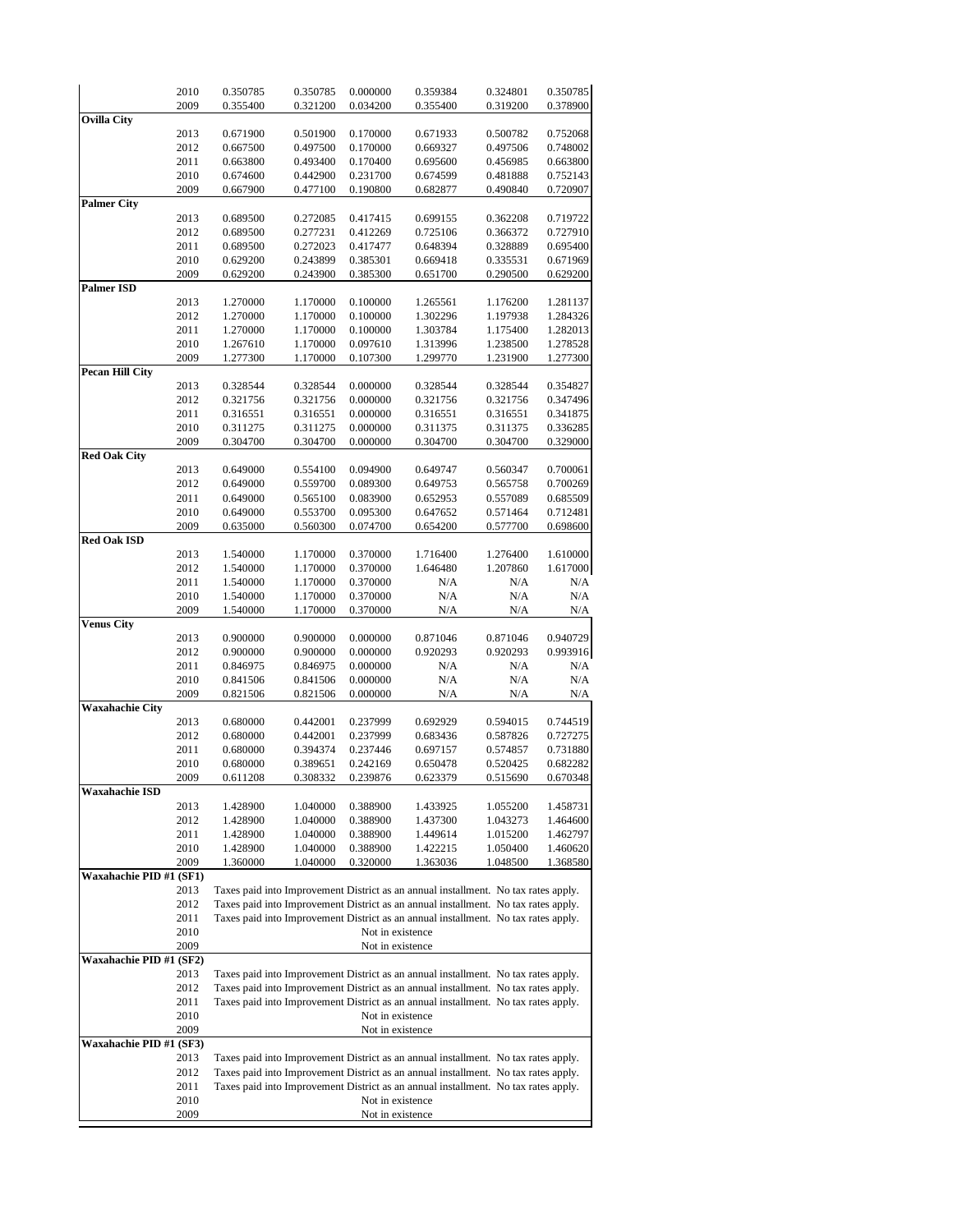| | | | | | | | |
|---|---|---|---|---|---|---|---|
| | 2010 | 0.350785 | 0.350785 | 0.000000 | 0.359384 | 0.324801 | 0.350785 |
| | 2009 | 0.355400 | 0.321200 | 0.034200 | 0.355400 | 0.319200 | 0.378900 |
| **Ovilla City** | | | | | | | |
| | 2013 | 0.671900 | 0.501900 | 0.170000 | 0.671933 | 0.500782 | 0.752068 |
| | 2012 | 0.667500 | 0.497500 | 0.170000 | 0.669327 | 0.497506 | 0.748002 |
| | 2011 | 0.663800 | 0.493400 | 0.170400 | 0.695600 | 0.456985 | 0.663800 |
| | 2010 | 0.674600 | 0.442900 | 0.231700 | 0.674599 | 0.481888 | 0.752143 |
| | 2009 | 0.667900 | 0.477100 | 0.190800 | 0.682877 | 0.490840 | 0.720907 |
| **Palmer City** | | | | | | | |
| | 2013 | 0.689500 | 0.272085 | 0.417415 | 0.699155 | 0.362208 | 0.719722 |
| | 2012 | 0.689500 | 0.277231 | 0.412269 | 0.725106 | 0.366372 | 0.727910 |
| | 2011 | 0.689500 | 0.272023 | 0.417477 | 0.648394 | 0.328889 | 0.695400 |
| | 2010 | 0.629200 | 0.243899 | 0.385301 | 0.669418 | 0.335531 | 0.671969 |
| | 2009 | 0.629200 | 0.243900 | 0.385300 | 0.651700 | 0.290500 | 0.629200 |
| **Palmer ISD** | | | | | | | |
| | 2013 | 1.270000 | 1.170000 | 0.100000 | 1.265561 | 1.176200 | 1.281137 |
| | 2012 | 1.270000 | 1.170000 | 0.100000 | 1.302296 | 1.197938 | 1.284326 |
| | 2011 | 1.270000 | 1.170000 | 0.100000 | 1.303784 | 1.175400 | 1.282013 |
| | 2010 | 1.267610 | 1.170000 | 0.097610 | 1.313996 | 1.238500 | 1.278528 |
| | 2009 | 1.277300 | 1.170000 | 0.107300 | 1.299770 | 1.231900 | 1.277300 |
| **Pecan Hill City** | | | | | | | |
| | 2013 | 0.328544 | 0.328544 | 0.000000 | 0.328544 | 0.328544 | 0.354827 |
| | 2012 | 0.321756 | 0.321756 | 0.000000 | 0.321756 | 0.321756 | 0.347496 |
| | 2011 | 0.316551 | 0.316551 | 0.000000 | 0.316551 | 0.316551 | 0.341875 |
| | 2010 | 0.311275 | 0.311275 | 0.000000 | 0.311375 | 0.311375 | 0.336285 |
| | 2009 | 0.304700 | 0.304700 | 0.000000 | 0.304700 | 0.304700 | 0.329000 |
| **Red Oak City** | | | | | | | |
| | 2013 | 0.649000 | 0.554100 | 0.094900 | 0.649747 | 0.560347 | 0.700061 |
| | 2012 | 0.649000 | 0.559700 | 0.089300 | 0.649753 | 0.565758 | 0.700269 |
| | 2011 | 0.649000 | 0.565100 | 0.083900 | 0.652953 | 0.557089 | 0.685509 |
| | 2010 | 0.649000 | 0.553700 | 0.095300 | 0.647652 | 0.571464 | 0.712481 |
| | 2009 | 0.635000 | 0.560300 | 0.074700 | 0.654200 | 0.577700 | 0.698600 |
| **Red Oak ISD** | | | | | | | |
| | 2013 | 1.540000 | 1.170000 | 0.370000 | 1.716400 | 1.276400 | 1.610000 |
| | 2012 | 1.540000 | 1.170000 | 0.370000 | 1.646480 | 1.207860 | 1.617000 |
| | 2011 | 1.540000 | 1.170000 | 0.370000 | N/A | N/A | N/A |
| | 2010 | 1.540000 | 1.170000 | 0.370000 | N/A | N/A | N/A |
| | 2009 | 1.540000 | 1.170000 | 0.370000 | N/A | N/A | N/A |
| **Venus City** | | | | | | | |
| | 2013 | 0.900000 | 0.900000 | 0.000000 | 0.871046 | 0.871046 | 0.940729 |
| | 2012 | 0.900000 | 0.900000 | 0.000000 | 0.920293 | 0.920293 | 0.993916 |
| | 2011 | 0.846975 | 0.846975 | 0.000000 | N/A | N/A | N/A |
| | 2010 | 0.841506 | 0.841506 | 0.000000 | N/A | N/A | N/A |
| | 2009 | 0.821506 | 0.821506 | 0.000000 | N/A | N/A | N/A |
| **Waxahachie City** | | | | | | | |
| | 2013 | 0.680000 | 0.442001 | 0.237999 | 0.692929 | 0.594015 | 0.744519 |
| | 2012 | 0.680000 | 0.442001 | 0.237999 | 0.683436 | 0.587826 | 0.727275 |
| | 2011 | 0.680000 | 0.394374 | 0.237446 | 0.697157 | 0.574857 | 0.731880 |
| | 2010 | 0.680000 | 0.389651 | 0.242169 | 0.650478 | 0.520425 | 0.682282 |
| | 2009 | 0.611208 | 0.308332 | 0.239876 | 0.623379 | 0.515690 | 0.670348 |
| **Waxahachie ISD** | | | | | | | |
| | 2013 | 1.428900 | 1.040000 | 0.388900 | 1.433925 | 1.055200 | 1.458731 |
| | 2012 | 1.428900 | 1.040000 | 0.388900 | 1.437300 | 1.043273 | 1.464600 |
| | 2011 | 1.428900 | 1.040000 | 0.388900 | 1.449614 | 1.015200 | 1.462797 |
| | 2010 | 1.428900 | 1.040000 | 0.388900 | 1.422215 | 1.050400 | 1.460620 |
| | 2009 | 1.360000 | 1.040000 | 0.320000 | 1.363036 | 1.048500 | 1.368580 |
| **Waxahachie PID #1 (SF1)** | | | | | | | |
| | 2013 | Taxes paid into Improvement District as an annual installment. No tax rates apply. | | | | | |
| | 2012 | Taxes paid into Improvement District as an annual installment. No tax rates apply. | | | | | |
| | 2011 | Taxes paid into Improvement District as an annual installment. No tax rates apply. | | | | | |
| | 2010 | Not in existence | | | | | |
| | 2009 | Not in existence | | | | | |
| **Waxahachie PID #1 (SF2)** | | | | | | | |
| | 2013 | Taxes paid into Improvement District as an annual installment. No tax rates apply. | | | | | |
| | 2012 | Taxes paid into Improvement District as an annual installment. No tax rates apply. | | | | | |
| | 2011 | Taxes paid into Improvement District as an annual installment. No tax rates apply. | | | | | |
| | 2010 | Not in existence | | | | | |
| | 2009 | Not in existence | | | | | |
| **Waxahachie PID #1 (SF3)** | | | | | | | |
| | 2013 | Taxes paid into Improvement District as an annual installment. No tax rates apply. | | | | | |
| | 2012 | Taxes paid into Improvement District as an annual installment. No tax rates apply. | | | | | |
| | 2011 | Taxes paid into Improvement District as an annual installment. No tax rates apply. | | | | | |
| | 2010 | Not in existence | | | | | |
| | 2009 | Not in existence | | | | | |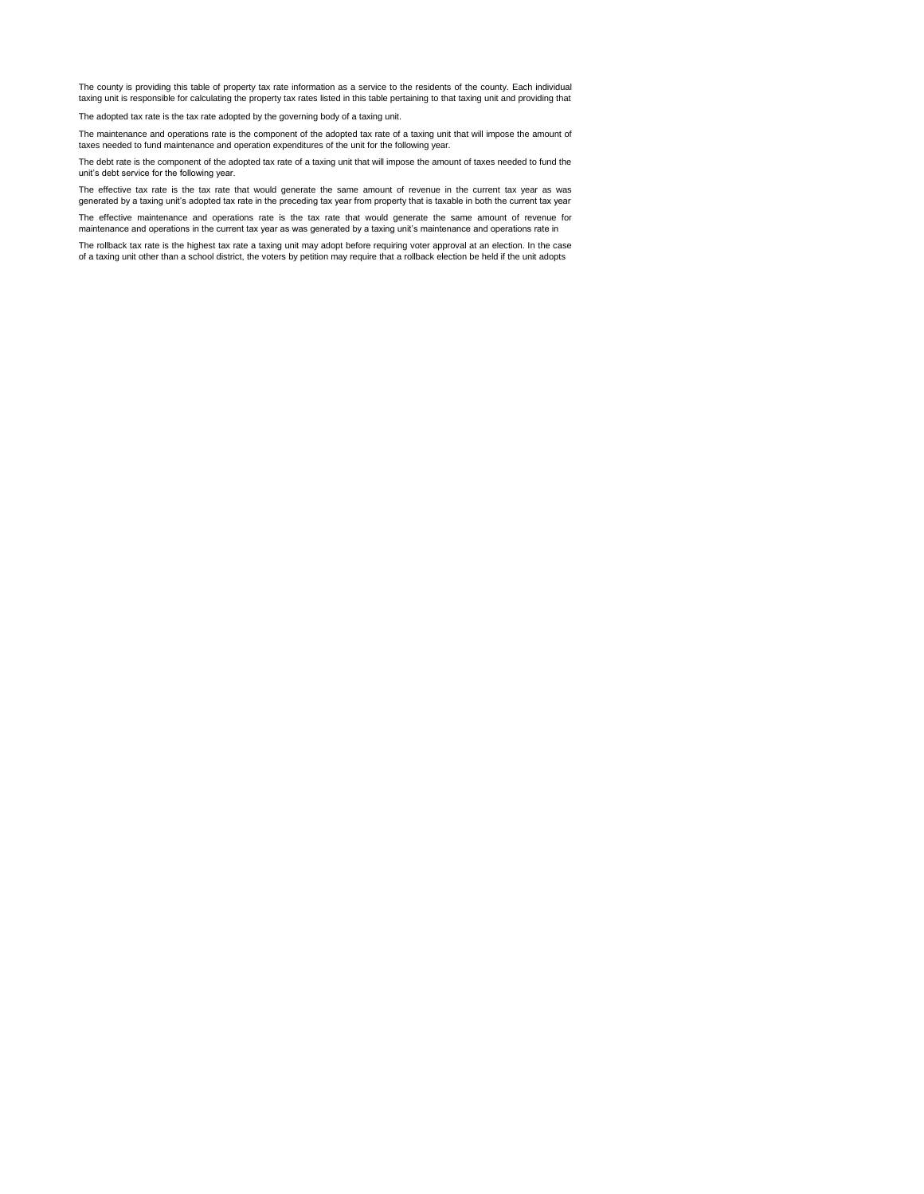The county is providing this table of property tax rate information as a service to the residents of the county. Each individual taxing unit is responsible for calculating the property tax rates listed in this table pertaining to that taxing unit and providing that

The adopted tax rate is the tax rate adopted by the governing body of a taxing unit.

The maintenance and operations rate is the component of the adopted tax rate of a taxing unit that will impose the amount of taxes needed to fund maintenance and operation expenditures of the unit for the following year.

The debt rate is the component of the adopted tax rate of a taxing unit that will impose the amount of taxes needed to fund the unit's debt service for the following year.

The effective tax rate is the tax rate that would generate the same amount of revenue in the current tax year as was generated by a taxing unit's adopted tax rate in the preceding tax year from property that is taxable in both the current tax year

The effective maintenance and operations rate is the tax rate that would generate the same amount of revenue for maintenance and operations in the current tax year as was generated by a taxing unit's maintenance and operations rate in

The rollback tax rate is the highest tax rate a taxing unit may adopt before requiring voter approval at an election. In the case of a taxing unit other than a school district, the voters by petition may require that a rollback election be held if the unit adopts